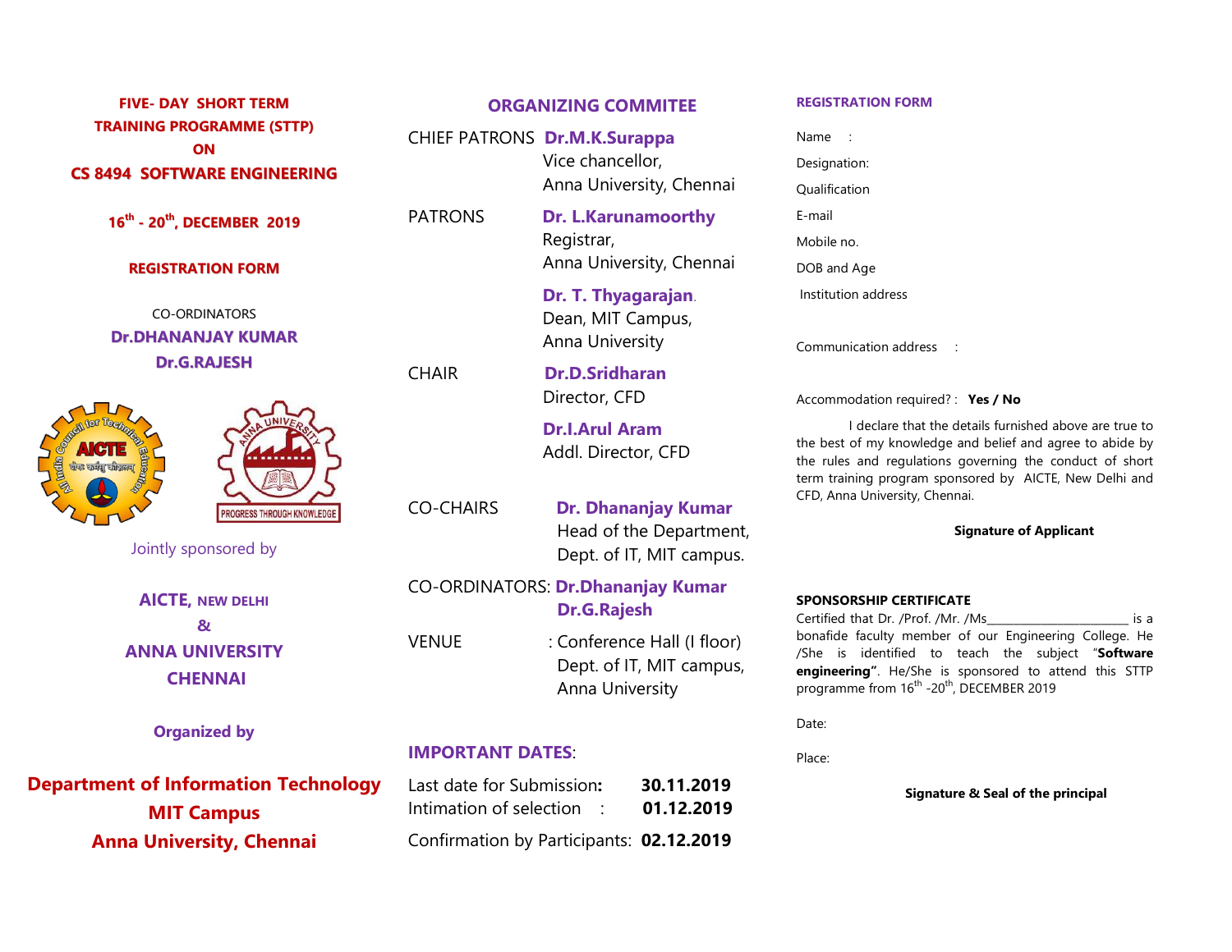# FIVE- DAY SHORT TERM TRAINING PROGRAMME (STTP) ON CS 8494 SOFTWARE ENGINEERING

**16th - 20th, DECEMBER 2019**

**REGISTRATION FORM**

CO-ORDINATORS

**Dr.DHANANJAY KUMAR**

**Dr.G.RAJESH**

Jointly sponsored by

**AICTE, NEW DELHI**

**&**

**ANNA UNIVERSITY CHENNAI**

**Organized by**

**Department of Information Technology**
**MIT Campus**
**Anna University, Chennai**

## ORGANIZING COMMITEE

CHIEF PATRONS **Dr.M.K.Surappa**
Vice chancellor,
Anna University, Chennai

PATRONS **Dr. L.Karunamoorthy**
Registrar,
Anna University, Chennai

**Dr. T. Thyagarajan**.
Dean, MIT Campus,
Anna University

CHAIR **Dr.D.Sridharan**
Director, CFD

**Dr.I.Arul Aram**
Addl. Director, CFD

CO-CHAIRS **Dr. Dhananjay Kumar**
Head of the Department,
Dept. of IT, MIT campus.

CO-ORDINATORS: **Dr.Dhananjay Kumar**
**Dr.G.Rajesh**

VENUE : Conference Hall (I floor)
Dept. of IT, MIT campus,
Anna University

## IMPORTANT DATES:

Last date for Submission**:** **30.11.2019**
Intimation of selection : **01.12.2019**
Confirmation by Participants: **02.12.2019**

## REGISTRATION FORM

Name :

Designation:

Qualification

E-mail

Mobile no.

DOB and Age

Institution address

Communication address :

Accommodation required? : **Yes / No**

I declare that the details furnished above are true to the best of my knowledge and belief and agree to abide by the rules and regulations governing the conduct of short term training program sponsored by AICTE, New Delhi and CFD, Anna University, Chennai.

**Signature of Applicant**

**SPONSORSHIP CERTIFICATE**

Certified that Dr. /Prof. /Mr. /Ms_______________________ is a bonafide faculty member of our Engineering College. He /She is identified to teach the subject "**Software engineering"**. He/She is sponsored to attend this STTP programme from 16th -20th, DECEMBER 2019

Date:

Place:

**Signature & Seal of the principal**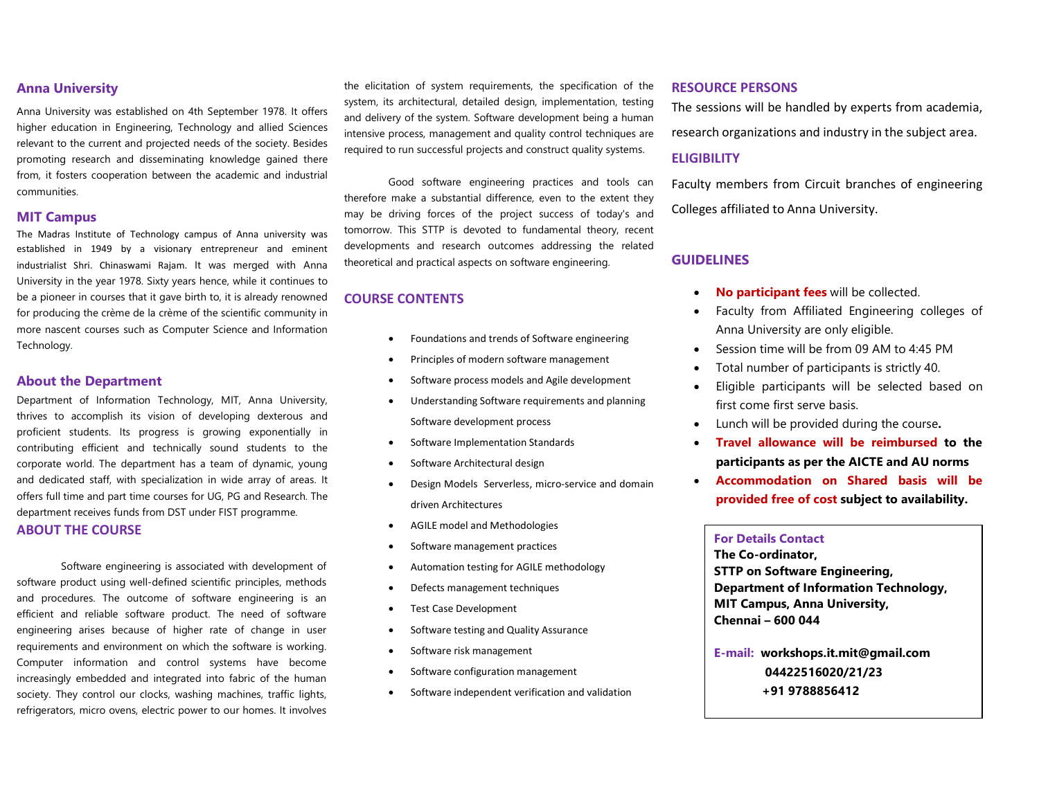## Anna University

Anna University was established on 4th September 1978. It offers higher education in Engineering, Technology and allied Sciences relevant to the current and projected needs of the society. Besides promoting research and disseminating knowledge gained there from, it fosters cooperation between the academic and industrial communities.

## MIT Campus

The Madras Institute of Technology campus of Anna university was established in 1949 by a visionary entrepreneur and eminent industrialist Shri. Chinaswami Rajam. It was merged with Anna University in the year 1978. Sixty years hence, while it continues to be a pioneer in courses that it gave birth to, it is already renowned for producing the crème de la crème of the scientific community in more nascent courses such as Computer Science and Information Technology.

## About the Department

Department of Information Technology, MIT, Anna University, thrives to accomplish its vision of developing dexterous and proficient students. Its progress is growing exponentially in contributing efficient and technically sound students to the corporate world. The department has a team of dynamic, young and dedicated staff, with specialization in wide array of areas. It offers full time and part time courses for UG, PG and Research. The department receives funds from DST under FIST programme.

## ABOUT THE COURSE

Software engineering is associated with development of software product using well-defined scientific principles, methods and procedures. The outcome of software engineering is an efficient and reliable software product. The need of software engineering arises because of higher rate of change in user requirements and environment on which the software is working. Computer information and control systems have become increasingly embedded and integrated into fabric of the human society. They control our clocks, washing machines, traffic lights, refrigerators, micro ovens, electric power to our homes. It involves the elicitation of system requirements, the specification of the system, its architectural, detailed design, implementation, testing and delivery of the system. Software development being a human intensive process, management and quality control techniques are required to run successful projects and construct quality systems.

Good software engineering practices and tools can therefore make a substantial difference, even to the extent they may be driving forces of the project success of today's and tomorrow. This STTP is devoted to fundamental theory, recent developments and research outcomes addressing the related theoretical and practical aspects on software engineering.

## COURSE CONTENTS

- Foundations and trends of Software engineering
- Principles of modern software management
- Software process models and Agile development
- Understanding Software requirements and planning Software development process
- Software Implementation Standards
- Software Architectural design
- Design Models Serverless, micro-service and domain driven Architectures
- AGILE model and Methodologies
- Software management practices
- Automation testing for AGILE methodology
- Defects management techniques
- Test Case Development
- Software testing and Quality Assurance
- Software risk management
- Software configuration management
- Software independent verification and validation

## RESOURCE PERSONS

The sessions will be handled by experts from academia, research organizations and industry in the subject area.

## ELIGIBILITY

Faculty members from Circuit branches of engineering Colleges affiliated to Anna University.

## GUIDELINES

- **No participant fees** will be collected.
- Faculty from Affiliated Engineering colleges of Anna University are only eligible.
- Session time will be from 09 AM to 4:45 PM
- Total number of participants is strictly 40.
- Eligible participants will be selected based on first come first serve basis.
- Lunch will be provided during the course**.**
- **Travel allowance will be reimbursed to the participants as per the AICTE and AU norms**
- **Accommodation on Shared basis will be provided free of cost subject to availability.**

**For Details Contact**
**The Co-ordinator,**
**STTP on Software Engineering,**
**Department of Information Technology,**
**MIT Campus, Anna University,**
**Chennai – 600 044**

**E-mail: workshops.it.mit@gmail.com**
**04422516020/21/23**
**+91 9788856412**